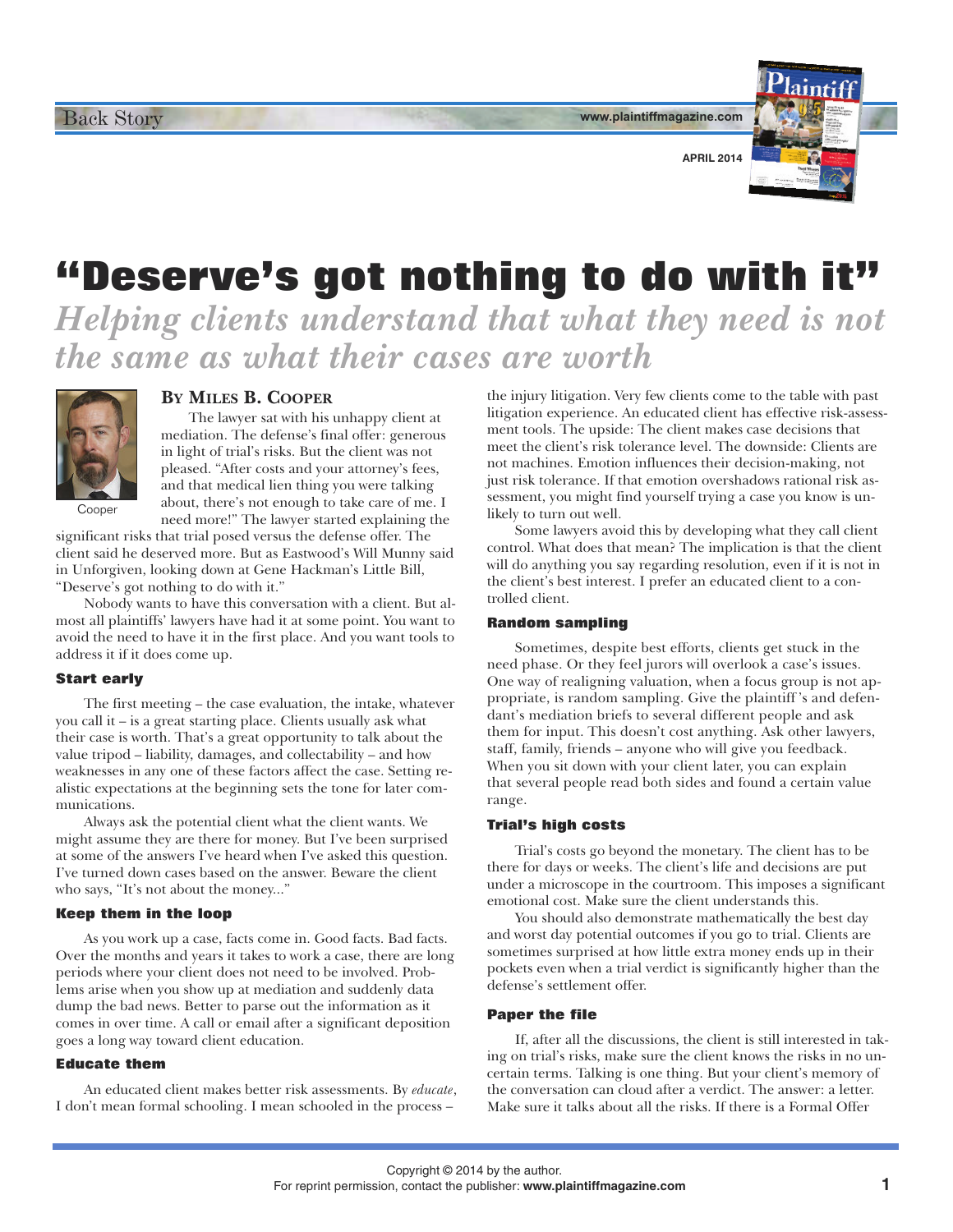# "Deserve's got nothing to do with it"

## *Helping clients understand that what they need is not the same as what their cases are worth*

**By Miles B. Cooper**

Cooper

The lawyer sat with his unhappy client at mediation. The defense's final offer: generous in light of trial's risks. But the client was not pleased. "After costs and your attorney's fees, and that medical lien thing you were talking about, there's not enough to take care of me. I need more!" The lawyer started explaining the significant risks that trial posed versus the defense offer. The client said he deserved more. But as Eastwood's Will Munny said in Unforgiven, looking down at Gene Hackman's Little Bill, "Deserve's got nothing to do with it."

Nobody wants to have this conversation with a client. But almost all plaintiffs' lawyers have had it at some point. You want to avoid the need to have it in the first place. And you want tools to address it if it does come up.

### Start early

The first meeting – the case evaluation, the intake, whatever you call it – is a great starting place. Clients usually ask what their case is worth. That's a great opportunity to talk about the value tripod – liability, damages, and collectability – and how weaknesses in any one of these factors affect the case. Setting realistic expectations at the beginning sets the tone for later communications.

Always ask the potential client what the client wants. We might assume they are there for money. But I've been surprised at some of the answers I've heard when I've asked this question. I've turned down cases based on the answer. Beware the client who says, "It's not about the money..."

### Keep them in the loop

As you work up a case, facts come in. Good facts. Bad facts. Over the months and years it takes to work a case, there are long periods where your client does not need to be involved. Problems arise when you show up at mediation and suddenly data dump the bad news. Better to parse out the information as it comes in over time. A call or email after a significant deposition goes a long way toward client education.

### Educate them

An educated client makes better risk assessments. By *educate*, I don't mean formal schooling. I mean schooled in the process – the injury litigation. Very few clients come to the table with past litigation experience. An educated client has effective risk-assessment tools. The upside: The client makes case decisions that meet the client's risk tolerance level. The downside: Clients are not machines. Emotion influences their decision-making, not just risk tolerance. If that emotion overshadows rational risk assessment, you might find yourself trying a case you know is unlikely to turn out well.

Some lawyers avoid this by developing what they call client control. What does that mean? The implication is that the client will do anything you say regarding resolution, even if it is not in the client's best interest. I prefer an educated client to a controlled client.

### Random sampling

Sometimes, despite best efforts, clients get stuck in the need phase. Or they feel jurors will overlook a case's issues. One way of realigning valuation, when a focus group is not appropriate, is random sampling. Give the plaintiff's and defendant's mediation briefs to several different people and ask them for input. This doesn't cost anything. Ask other lawyers, staff, family, friends – anyone who will give you feedback. When you sit down with your client later, you can explain that several people read both sides and found a certain value range.

### Trial's high costs

Trial's costs go beyond the monetary. The client has to be there for days or weeks. The client's life and decisions are put under a microscope in the courtroom. This imposes a significant emotional cost. Make sure the client understands this.

You should also demonstrate mathematically the best day and worst day potential outcomes if you go to trial. Clients are sometimes surprised at how little extra money ends up in their pockets even when a trial verdict is significantly higher than the defense's settlement offer.

### Paper the file

If, after all the discussions, the client is still interested in taking on trial's risks, make sure the client knows the risks in no uncertain terms. Talking is one thing. But your client's memory of the conversation can cloud after a verdict. The answer: a letter. Make sure it talks about all the risks. If there is a Formal Offer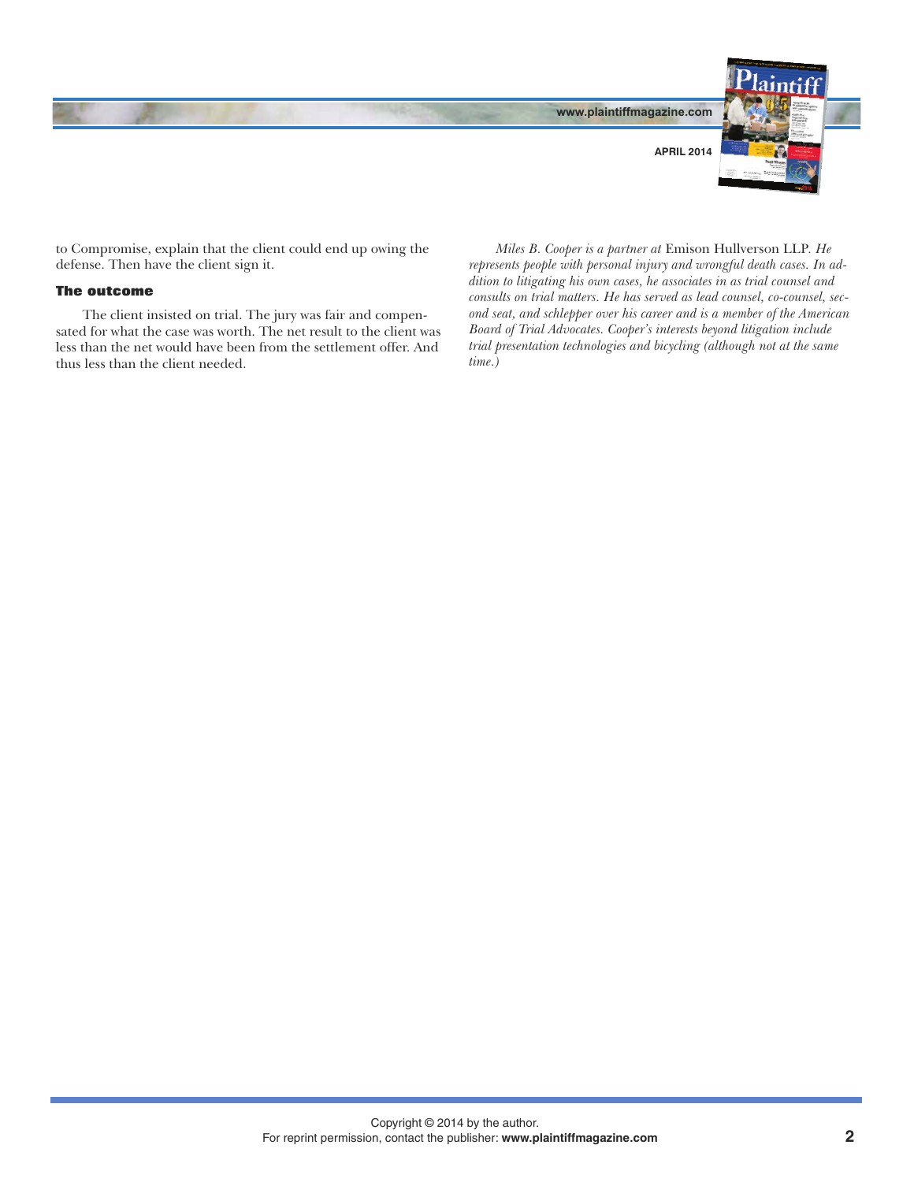to Compromise, explain that the client could end up owing the defense. Then have the client sign it.

### The outcome

The client insisted on trial. The jury was fair and compensated for what the case was worth. The net result to the client was less than the net would have been from the settlement offer. And thus less than the client needed.

*Miles B. Cooper is a partner at* Emison Hullverson LLP. *He represents people with personal injury and wrongful death cases. In addition to litigating his own cases, he associates in as trial counsel and consults on trial matters. He has served as lead counsel, co-counsel, second seat, and schlepper over his career and is a member of the American Board of Trial Advocates. Cooper's interests beyond litigation include trial presentation technologies and bicycling (although not at the same time.)*